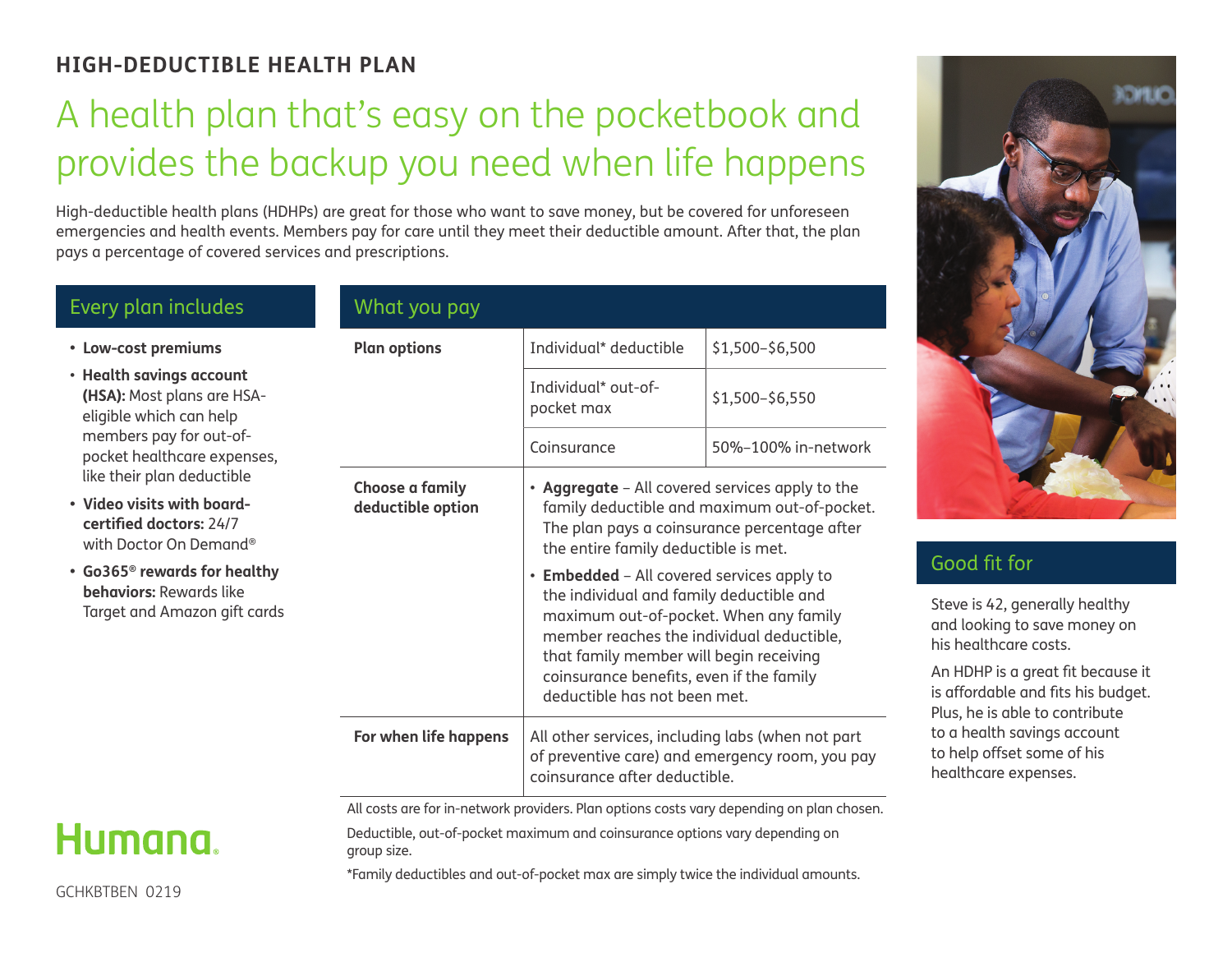# HIGH-DEDUCTIBLE HEALTH PLAN

## A health plan that's easy on the pocketbook and provides the backup you need when life happens

High-deductible health plans (HDHPs) are great for those who want to save money, but be covered for unforeseen emergencies and health events. Members pay for care until they meet their deductible amount. After that, the plan pays a percentage of covered services and prescriptions.

### Every plan includes

- **Low-cost premiums**
- **Health savings account (HSA):** Most plans are HSA-eligible which can help members pay for out-of-pocket healthcare expenses, like their plan deductible
- **Video visits with board-certified doctors:** 24/7 with Doctor On Demand®
- **Go365® rewards for healthy behaviors:** Rewards like Target and Amazon gift cards

### What you pay

| | | |
|---|---|---|
| **Plan options** | Individual* deductible | $1,500–$6,500 |
| | Individual* out-of-pocket max | $1,500–$6,550 |
| | Coinsurance | 50%–100% in-network |
| **Choose a family deductible option** | • **Aggregate** – All covered services apply to the family deductible and maximum out-of-pocket. The plan pays a coinsurance percentage after the entire family deductible is met.<br>• **Embedded** – All covered services apply to the individual and family deductible and maximum out-of-pocket. When any family member reaches the individual deductible, that family member will begin receiving coinsurance benefits, even if the family deductible has not been met. | |
| **For when life happens** | All other services, including labs (when not part of preventive care) and emergency room, you pay coinsurance after deductible. | |

All costs are for in-network providers. Plan options costs vary depending on plan chosen.

Deductible, out-of-pocket maximum and coinsurance options vary depending on group size.

*Family deductibles and out-of-pocket max are simply twice the individual amounts.

### Good fit for

Steve is 42, generally healthy and looking to save money on his healthcare costs.

An HDHP is a great fit because it is affordable and fits his budget. Plus, he is able to contribute to a health savings account to help offset some of his healthcare expenses.

Humana.

GCHKBTBEN 0219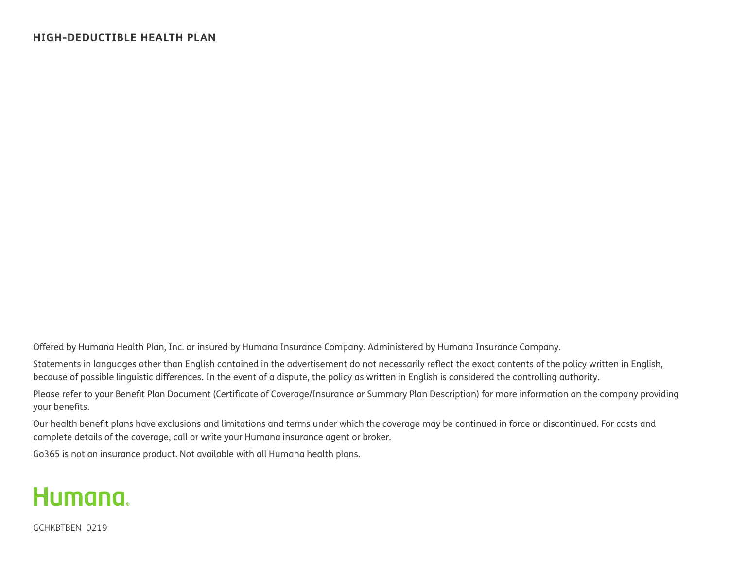**HIGH-DEDUCTIBLE HEALTH PLAN**

Offered by Humana Health Plan, Inc. or insured by Humana Insurance Company. Administered by Humana Insurance Company.

Statements in languages other than English contained in the advertisement do not necessarily reflect the exact contents of the policy written in English, because of possible linguistic differences. In the event of a dispute, the policy as written in English is considered the controlling authority.

Please refer to your Benefit Plan Document (Certificate of Coverage/Insurance or Summary Plan Description) for more information on the company providing your benefits.

Our health benefit plans have exclusions and limitations and terms under which the coverage may be continued in force or discontinued. For costs and complete details of the coverage, call or write your Humana insurance agent or broker.

Go365 is not an insurance product. Not available with all Humana health plans.

Humana.

GCHKBTBEN 0219